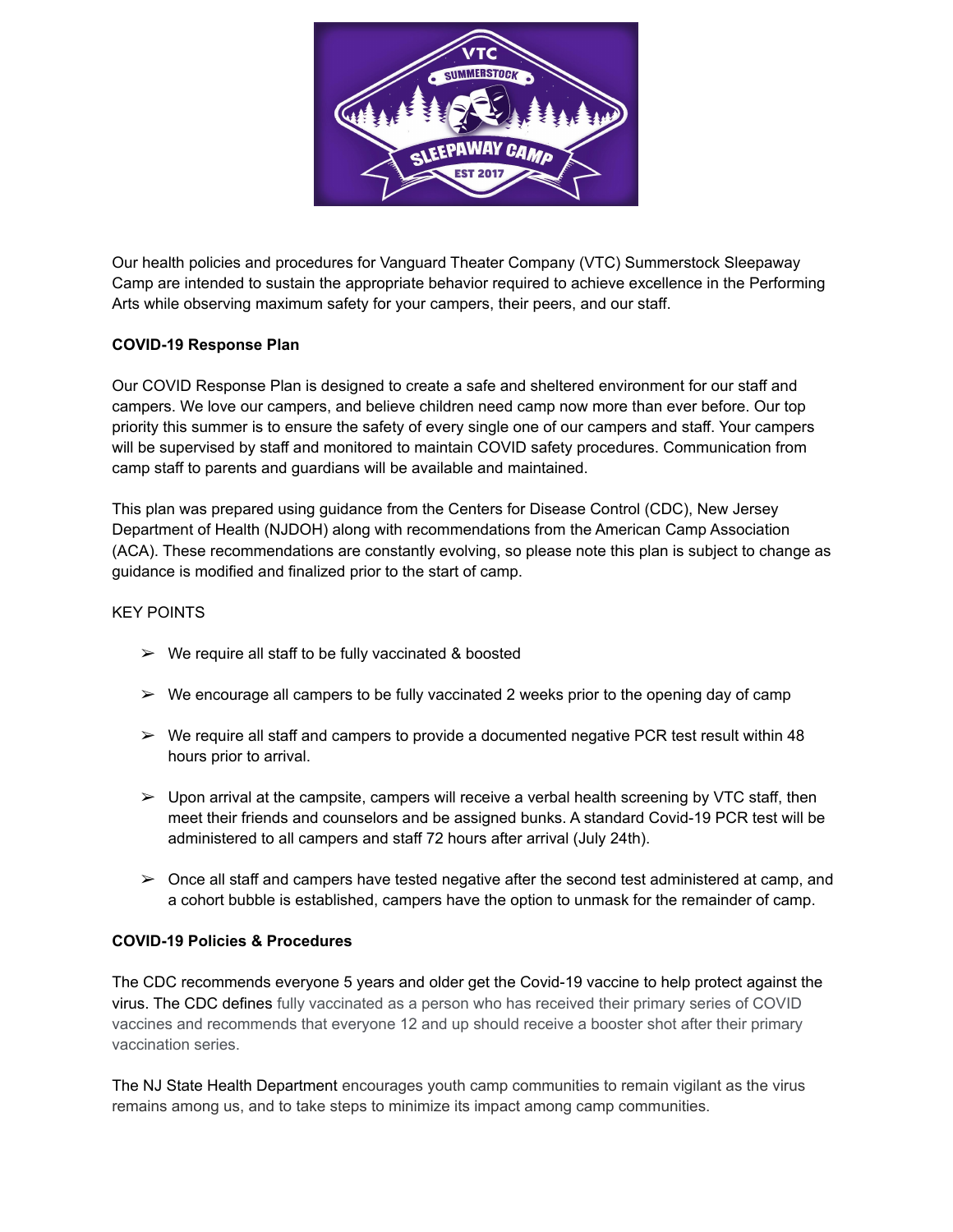Our health policies and procedures for Vanguard Theater Company (VTC) Summerstock Sleepaway Camp are intended to sustain the appropriate behavior required to achieve excellence in the Performing Arts while observing maximum safety for your campers, their peers, and our staff.

**COVID-19 Response Plan**

Our COVID Response Plan is designed to create a safe and sheltered environment for our staff and campers. We love our campers, and believe children need camp now more than ever before. Our top priority this summer is to ensure the safety of every single one of our campers and staff. Your campers will be supervised by staff and monitored to maintain COVID safety procedures. Communication from camp staff to parents and guardians will be available and maintained.

This plan was prepared using guidance from the Centers for Disease Control (CDC), New Jersey Department of Health (NJDOH) along with recommendations from the American Camp Association (ACA). These recommendations are constantly evolving, so please note this plan is subject to change as guidance is modified and finalized prior to the start of camp.

KEY POINTS

- We require all staff to be fully vaccinated & boosted
- We encourage all campers to be fully vaccinated 2 weeks prior to the opening day of camp
- We require all staff and campers to provide a documented negative PCR test result within 48 hours prior to arrival.
- Upon arrival at the campsite, campers will receive a verbal health screening by VTC staff, then meet their friends and counselors and be assigned bunks. A standard Covid-19 PCR test will be administered to all campers and staff 72 hours after arrival (July 24th).
- Once all staff and campers have tested negative after the second test administered at camp, and a cohort bubble is established, campers have the option to unmask for the remainder of camp.

**COVID-19 Policies & Procedures**

The CDC recommends everyone 5 years and older get the Covid-19 vaccine to help protect against the virus. The CDC defines fully vaccinated as a person who has received their primary series of COVID vaccines and recommends that everyone 12 and up should receive a booster shot after their primary vaccination series.

The NJ State Health Department encourages youth camp communities to remain vigilant as the virus remains among us, and to take steps to minimize its impact among camp communities.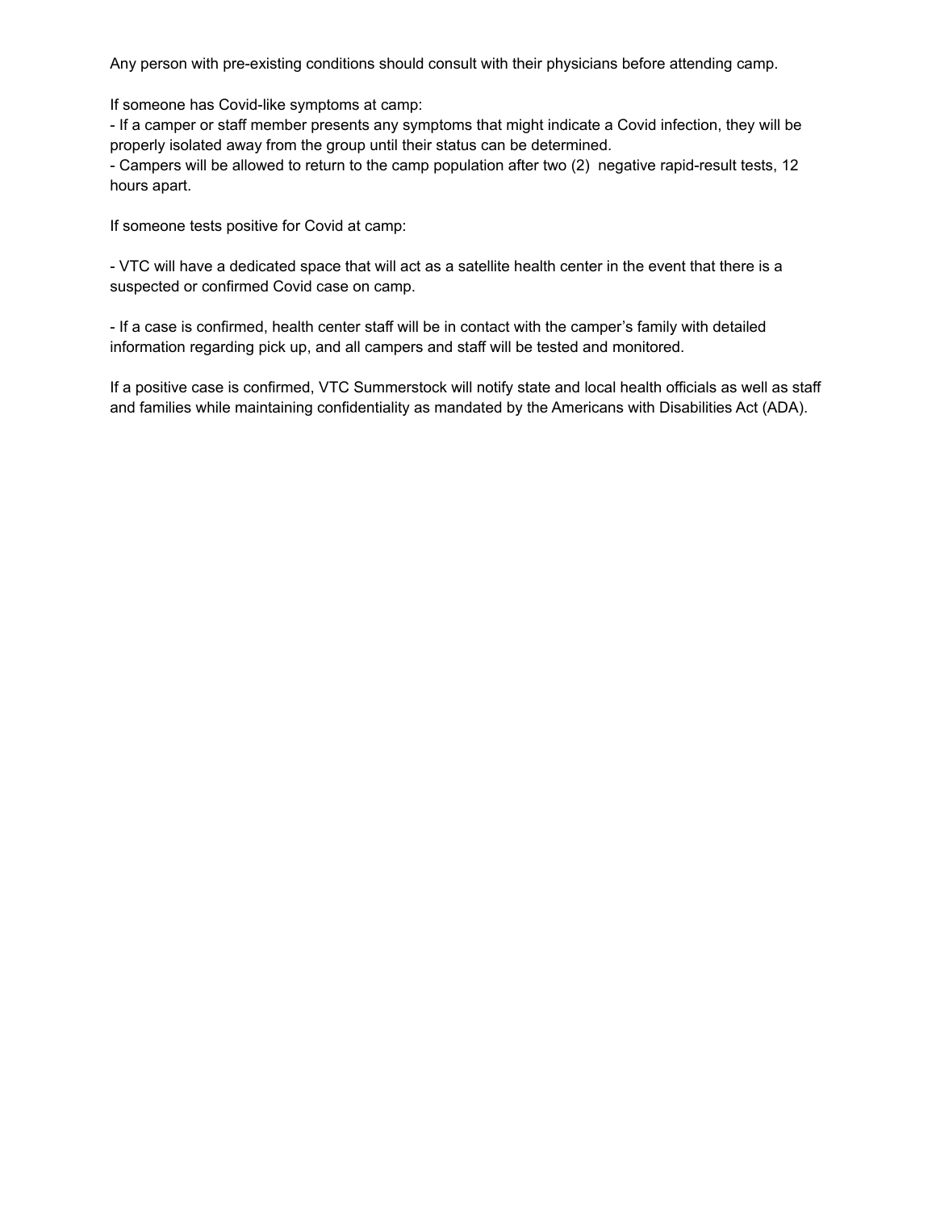Any person with pre-existing conditions should consult with their physicians before attending camp.

If someone has Covid-like symptoms at camp:
- If a camper or staff member presents any symptoms that might indicate a Covid infection, they will be properly isolated away from the group until their status can be determined.
- Campers will be allowed to return to the camp population after two (2) negative rapid-result tests, 12 hours apart.

If someone tests positive for Covid at camp:

- VTC will have a dedicated space that will act as a satellite health center in the event that there is a suspected or confirmed Covid case on camp.

- If a case is confirmed, health center staff will be in contact with the camper's family with detailed information regarding pick up, and all campers and staff will be tested and monitored.

If a positive case is confirmed, VTC Summerstock will notify state and local health officials as well as staff and families while maintaining confidentiality as mandated by the Americans with Disabilities Act (ADA).